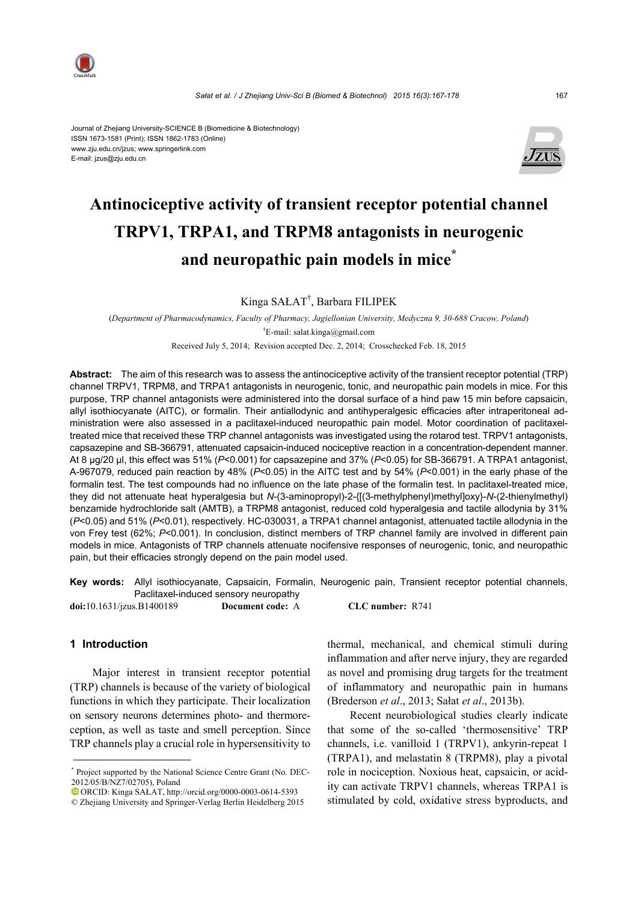Journal of Zhejiang University-SCIENCE B (Biomedicine & Biotechnology)
ISSN 1673-1581 (Print); ISSN 1862-1783 (Online)
www.zju.edu.cn/jzus; www.springerlink.com
E-mail: jzus@zju.edu.cn

# Antinociceptive activity of transient receptor potential channel TRPV1, TRPA1, and TRPM8 antagonists in neurogenic and neuropathic pain models in mice*

Kinga SAŁAT†, Barbara FILIPEK

(*Department of Pharmacodynamics, Faculty of Pharmacy, Jagiellonian University, Medyczna 9, 30-688 Cracow, Poland*)

†E-mail: salat.kinga@gmail.com

Received July 5, 2014; Revision accepted Dec. 2, 2014; Crosschecked Feb. 18, 2015

**Abstract:** The aim of this research was to assess the antinociceptive activity of the transient receptor potential (TRP) channel TRPV1, TRPM8, and TRPA1 antagonists in neurogenic, tonic, and neuropathic pain models in mice. For this purpose, TRP channel antagonists were administered into the dorsal surface of a hind paw 15 min before capsaicin, allyl isothiocyanate (AITC), or formalin. Their antiallodynic and antihyperalgesic efficacies after intraperitoneal administration were also assessed in a paclitaxel-induced neuropathic pain model. Motor coordination of paclitaxel-treated mice that received these TRP channel antagonists was investigated using the rotarod test. TRPV1 antagonists, capsazepine and SB-366791, attenuated capsaicin-induced nociceptive reaction in a concentration-dependent manner. At 8 μg/20 μl, this effect was 51% ($P<0.001$) for capsazepine and 37% ($P<0.05$) for SB-366791. A TRPA1 antagonist, A-967079, reduced pain reaction by 48% ($P<0.05$) in the AITC test and by 54% ($P<0.001$) in the early phase of the formalin test. The test compounds had no influence on the late phase of the formalin test. In paclitaxel-treated mice, they did not attenuate heat hyperalgesia but *N*-(3-aminopropyl)-2-{[(3-methylphenyl)methyl]oxy}-*N*-(2-thienylmethyl) benzamide hydrochloride salt (AMTB), a TRPM8 antagonist, reduced cold hyperalgesia and tactile allodynia by 31% ($P<0.05$) and 51% ($P<0.01$), respectively. HC-030031, a TRPA1 channel antagonist, attenuated tactile allodynia in the von Frey test (62%; $P<0.001$). In conclusion, distinct members of TRP channel family are involved in different pain models in mice. Antagonists of TRP channels attenuate nocifensive responses of neurogenic, tonic, and neuropathic pain, but their efficacies strongly depend on the pain model used.

**Key words:** Allyl isothiocyanate, Capsaicin, Formalin, Neurogenic pain, Transient receptor potential channels, Paclitaxel-induced sensory neuropathy

**doi:**10.1631/jzus.B1400189 **Document code:** A **CLC number:** R741

## 1 Introduction

Major interest in transient receptor potential (TRP) channels is because of the variety of biological functions in which they participate. Their localization on sensory neurons determines photo- and thermoreception, as well as taste and smell perception. Since TRP channels play a crucial role in hypersensitivity to thermal, mechanical, and chemical stimuli during inflammation and after nerve injury, they are regarded as novel and promising drug targets for the treatment of inflammatory and neuropathic pain in humans (Brederson *et al*., 2013; Sałat *et al*., 2013b).

Recent neurobiological studies clearly indicate that some of the so-called 'thermosensitive' TRP channels, i.e. vanilloid 1 (TRPV1), ankyrin-repeat 1 (TRPA1), and melastatin 8 (TRPM8), play a pivotal role in nociception. Noxious heat, capsaicin, or acidity can activate TRPV1 channels, whereas TRPA1 is stimulated by cold, oxidative stress byproducts, and

---

* Project supported by the National Science Centre Grant (No. DEC-2012/05/B/NZ7/02705), Poland

ORCID: Kinga SAŁAT, http://orcid.org/0000-0003-0614-5393

© Zhejiang University and Springer-Verlag Berlin Heidelberg 2015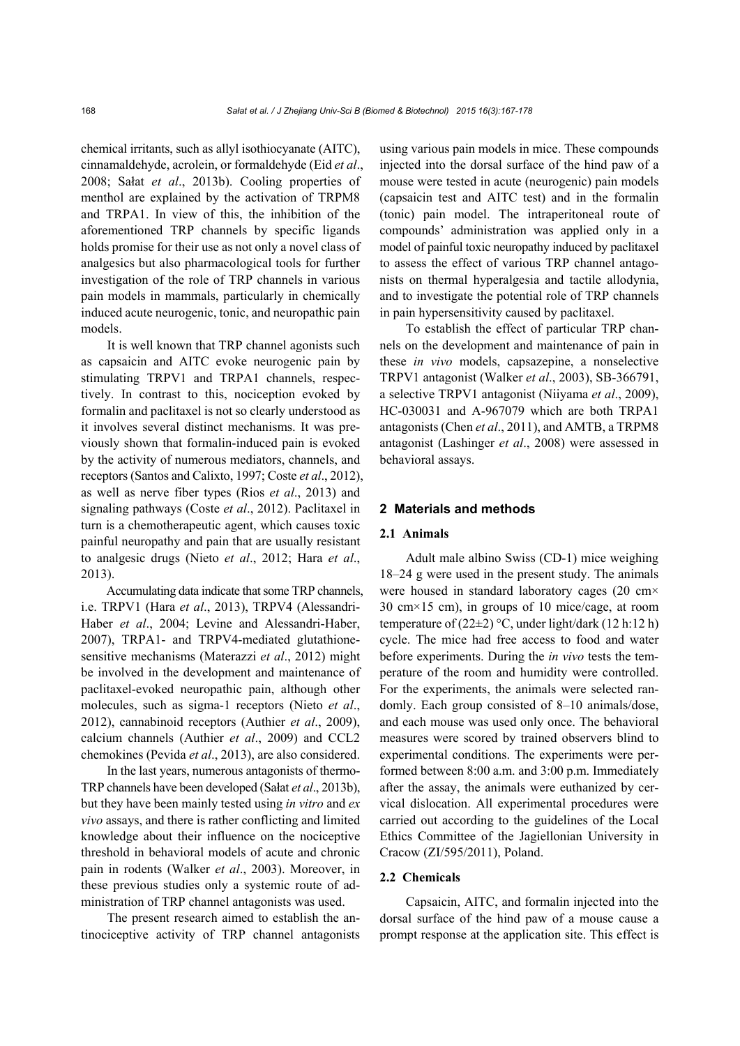chemical irritants, such as allyl isothiocyanate (AITC), cinnamaldehyde, acrolein, or formaldehyde (Eid *et al*., 2008; Sałat *et al*., 2013b). Cooling properties of menthol are explained by the activation of TRPM8 and TRPA1. In view of this, the inhibition of the aforementioned TRP channels by specific ligands holds promise for their use as not only a novel class of analgesics but also pharmacological tools for further investigation of the role of TRP channels in various pain models in mammals, particularly in chemically induced acute neurogenic, tonic, and neuropathic pain models.

It is well known that TRP channel agonists such as capsaicin and AITC evoke neurogenic pain by stimulating TRPV1 and TRPA1 channels, respectively. In contrast to this, nociception evoked by formalin and paclitaxel is not so clearly understood as it involves several distinct mechanisms. It was previously shown that formalin-induced pain is evoked by the activity of numerous mediators, channels, and receptors (Santos and Calixto, 1997; Coste *et al*., 2012), as well as nerve fiber types (Rios *et al*., 2013) and signaling pathways (Coste *et al*., 2012). Paclitaxel in turn is a chemotherapeutic agent, which causes toxic painful neuropathy and pain that are usually resistant to analgesic drugs (Nieto *et al*., 2012; Hara *et al*., 2013).

Accumulating data indicate that some TRP channels, i.e. TRPV1 (Hara *et al*., 2013), TRPV4 (Alessandri-Haber *et al*., 2004; Levine and Alessandri-Haber, 2007), TRPA1- and TRPV4-mediated glutathione-sensitive mechanisms (Materazzi *et al*., 2012) might be involved in the development and maintenance of paclitaxel-evoked neuropathic pain, although other molecules, such as sigma-1 receptors (Nieto *et al*., 2012), cannabinoid receptors (Authier *et al*., 2009), calcium channels (Authier *et al*., 2009) and CCL2 chemokines (Pevida *et al*., 2013), are also considered.

In the last years, numerous antagonists of thermo-TRP channels have been developed (Sałat *et al*., 2013b), but they have been mainly tested using *in vitro* and *ex vivo* assays, and there is rather conflicting and limited knowledge about their influence on the nociceptive threshold in behavioral models of acute and chronic pain in rodents (Walker *et al*., 2003). Moreover, in these previous studies only a systemic route of administration of TRP channel antagonists was used.

The present research aimed to establish the antinociceptive activity of TRP channel antagonists using various pain models in mice. These compounds injected into the dorsal surface of the hind paw of a mouse were tested in acute (neurogenic) pain models (capsaicin test and AITC test) and in the formalin (tonic) pain model. The intraperitoneal route of compounds' administration was applied only in a model of painful toxic neuropathy induced by paclitaxel to assess the effect of various TRP channel antagonists on thermal hyperalgesia and tactile allodynia, and to investigate the potential role of TRP channels in pain hypersensitivity caused by paclitaxel.

To establish the effect of particular TRP channels on the development and maintenance of pain in these *in vivo* models, capsazepine, a nonselective TRPV1 antagonist (Walker *et al*., 2003), SB-366791, a selective TRPV1 antagonist (Niiyama *et al*., 2009), HC-030031 and A-967079 which are both TRPA1 antagonists (Chen *et al*., 2011), and AMTB, a TRPM8 antagonist (Lashinger *et al*., 2008) were assessed in behavioral assays.

## 2 Materials and methods

### 2.1 Animals

Adult male albino Swiss (CD-1) mice weighing 18–24 g were used in the present study. The animals were housed in standard laboratory cages (20 cm× 30 cm×15 cm), in groups of 10 mice/cage, at room temperature of (22±2) °C, under light/dark (12 h:12 h) cycle. The mice had free access to food and water before experiments. During the *in vivo* tests the temperature of the room and humidity were controlled. For the experiments, the animals were selected randomly. Each group consisted of 8–10 animals/dose, and each mouse was used only once. The behavioral measures were scored by trained observers blind to experimental conditions. The experiments were performed between 8:00 a.m. and 3:00 p.m. Immediately after the assay, the animals were euthanized by cervical dislocation. All experimental procedures were carried out according to the guidelines of the Local Ethics Committee of the Jagiellonian University in Cracow (ZI/595/2011), Poland.

### 2.2 Chemicals

Capsaicin, AITC, and formalin injected into the dorsal surface of the hind paw of a mouse cause a prompt response at the application site. This effect is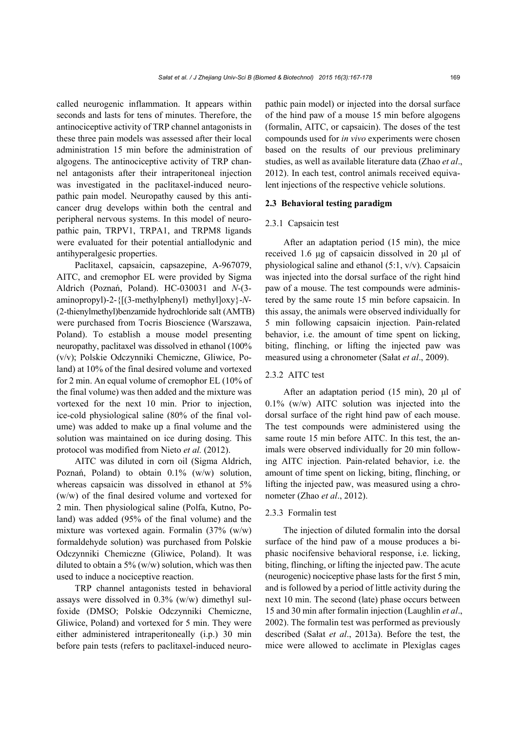called neurogenic inflammation. It appears within seconds and lasts for tens of minutes. Therefore, the antinociceptive activity of TRP channel antagonists in these three pain models was assessed after their local administration 15 min before the administration of algogens. The antinociceptive activity of TRP channel antagonists after their intraperitoneal injection was investigated in the paclitaxel-induced neuropathic pain model. Neuropathy caused by this anticancer drug develops within both the central and peripheral nervous systems. In this model of neuropathic pain, TRPV1, TRPA1, and TRPM8 ligands were evaluated for their potential antiallodynic and antihyperalgesic properties.

Paclitaxel, capsaicin, capsazepine, A-967079, AITC, and cremophor EL were provided by Sigma Aldrich (Poznań, Poland). HC-030031 and *N*-(3-aminopropyl)-2-{[(3-methylphenyl) methyl]oxy}-*N*-(2-thienylmethyl)benzamide hydrochloride salt (AMTB) were purchased from Tocris Bioscience (Warszawa, Poland). To establish a mouse model presenting neuropathy, paclitaxel was dissolved in ethanol (100% (v/v); Polskie Odczynniki Chemiczne, Gliwice, Poland) at 10% of the final desired volume and vortexed for 2 min. An equal volume of cremophor EL (10% of the final volume) was then added and the mixture was vortexed for the next 10 min. Prior to injection, ice-cold physiological saline (80% of the final volume) was added to make up a final volume and the solution was maintained on ice during dosing. This protocol was modified from Nieto *et al.* (2012).

AITC was diluted in corn oil (Sigma Aldrich, Poznań, Poland) to obtain 0.1% (w/w) solution, whereas capsaicin was dissolved in ethanol at 5% (w/w) of the final desired volume and vortexed for 2 min. Then physiological saline (Polfa, Kutno, Poland) was added (95% of the final volume) and the mixture was vortexed again. Formalin (37% (w/w) formaldehyde solution) was purchased from Polskie Odczynniki Chemiczne (Gliwice, Poland). It was diluted to obtain a 5% (w/w) solution, which was then used to induce a nociceptive reaction.

TRP channel antagonists tested in behavioral assays were dissolved in 0.3% (w/w) dimethyl sulfoxide (DMSO; Polskie Odczynniki Chemiczne, Gliwice, Poland) and vortexed for 5 min. They were either administered intraperitoneally (i.p.) 30 min before pain tests (refers to paclitaxel-induced neuropathic pain model) or injected into the dorsal surface of the hind paw of a mouse 15 min before algogens (formalin, AITC, or capsaicin). The doses of the test compounds used for *in vivo* experiments were chosen based on the results of our previous preliminary studies, as well as available literature data (Zhao *et al*., 2012). In each test, control animals received equivalent injections of the respective vehicle solutions.

### 2.3 Behavioral testing paradigm

#### 2.3.1 Capsaicin test

After an adaptation period (15 min), the mice received 1.6 μg of capsaicin dissolved in 20 μl of physiological saline and ethanol (5:1, v/v). Capsaicin was injected into the dorsal surface of the right hind paw of a mouse. The test compounds were administered by the same route 15 min before capsaicin. In this assay, the animals were observed individually for 5 min following capsaicin injection. Pain-related behavior, i.e. the amount of time spent on licking, biting, flinching, or lifting the injected paw was measured using a chronometer (Sałat *et al*., 2009).

#### 2.3.2 AITC test

After an adaptation period (15 min), 20 μl of 0.1% (w/w) AITC solution was injected into the dorsal surface of the right hind paw of each mouse. The test compounds were administered using the same route 15 min before AITC. In this test, the animals were observed individually for 20 min following AITC injection. Pain-related behavior, i.e. the amount of time spent on licking, biting, flinching, or lifting the injected paw, was measured using a chronometer (Zhao *et al*., 2012).

#### 2.3.3 Formalin test

The injection of diluted formalin into the dorsal surface of the hind paw of a mouse produces a biphasic nocifensive behavioral response, i.e. licking, biting, flinching, or lifting the injected paw. The acute (neurogenic) nociceptive phase lasts for the first 5 min, and is followed by a period of little activity during the next 10 min. The second (late) phase occurs between 15 and 30 min after formalin injection (Laughlin *et al*., 2002). The formalin test was performed as previously described (Sałat *et al*., 2013a). Before the test, the mice were allowed to acclimate in Plexiglas cages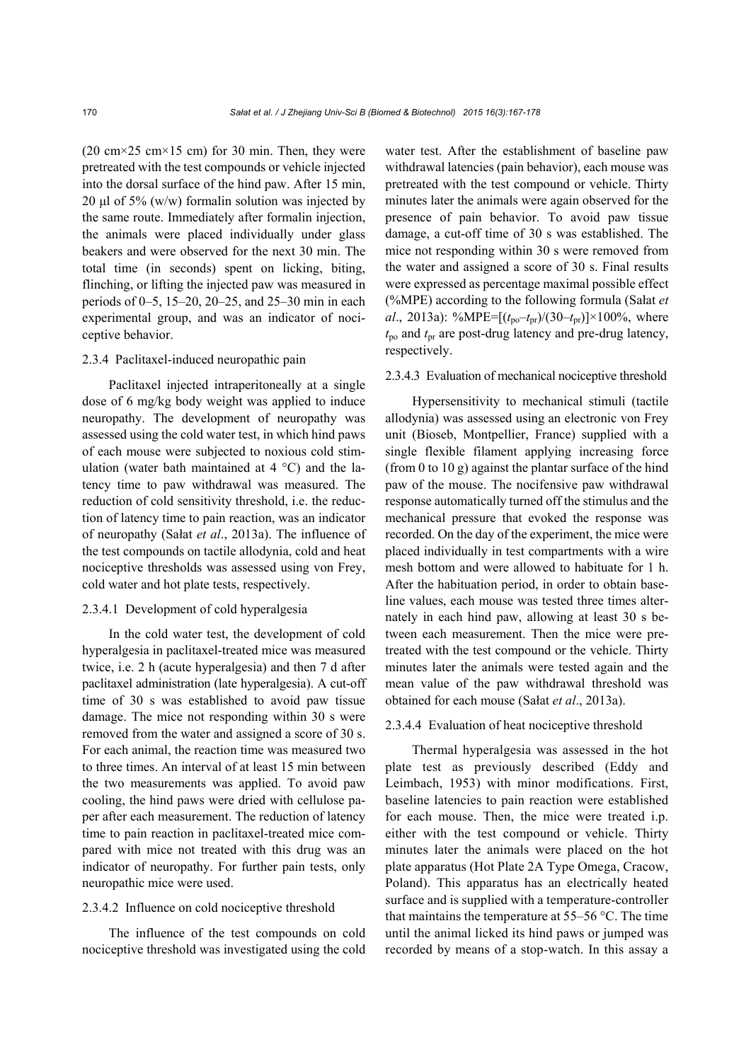(20 cm×25 cm×15 cm) for 30 min. Then, they were pretreated with the test compounds or vehicle injected into the dorsal surface of the hind paw. After 15 min, 20 μl of 5% (w/w) formalin solution was injected by the same route. Immediately after formalin injection, the animals were placed individually under glass beakers and were observed for the next 30 min. The total time (in seconds) spent on licking, biting, flinching, or lifting the injected paw was measured in periods of 0–5, 15–20, 20–25, and 25–30 min in each experimental group, and was an indicator of nociceptive behavior.

#### 2.3.4 Paclitaxel-induced neuropathic pain

Paclitaxel injected intraperitoneally at a single dose of 6 mg/kg body weight was applied to induce neuropathy. The development of neuropathy was assessed using the cold water test, in which hind paws of each mouse were subjected to noxious cold stimulation (water bath maintained at 4 °C) and the latency time to paw withdrawal was measured. The reduction of cold sensitivity threshold, i.e. the reduction of latency time to pain reaction, was an indicator of neuropathy (Sałat *et al*., 2013a). The influence of the test compounds on tactile allodynia, cold and heat nociceptive thresholds was assessed using von Frey, cold water and hot plate tests, respectively.

##### 2.3.4.1 Development of cold hyperalgesia

In the cold water test, the development of cold hyperalgesia in paclitaxel-treated mice was measured twice, i.e. 2 h (acute hyperalgesia) and then 7 d after paclitaxel administration (late hyperalgesia). A cut-off time of 30 s was established to avoid paw tissue damage. The mice not responding within 30 s were removed from the water and assigned a score of 30 s. For each animal, the reaction time was measured two to three times. An interval of at least 15 min between the two measurements was applied. To avoid paw cooling, the hind paws were dried with cellulose paper after each measurement. The reduction of latency time to pain reaction in paclitaxel-treated mice compared with mice not treated with this drug was an indicator of neuropathy. For further pain tests, only neuropathic mice were used.

##### 2.3.4.2 Influence on cold nociceptive threshold

The influence of the test compounds on cold nociceptive threshold was investigated using the cold water test. After the establishment of baseline paw withdrawal latencies (pain behavior), each mouse was pretreated with the test compound or vehicle. Thirty minutes later the animals were again observed for the presence of pain behavior. To avoid paw tissue damage, a cut-off time of 30 s was established. The mice not responding within 30 s were removed from the water and assigned a score of 30 s. Final results were expressed as percentage maximal possible effect (%MPE) according to the following formula (Sałat *et al*., 2013a): $\%\text{MPE}=[(t_{\text{po}}-t_{\text{pr}})/(30-t_{\text{pr}})]\times100\%$, where $t_{\text{po}}$ and $t_{\text{pr}}$ are post-drug latency and pre-drug latency, respectively.

##### 2.3.4.3 Evaluation of mechanical nociceptive threshold

Hypersensitivity to mechanical stimuli (tactile allodynia) was assessed using an electronic von Frey unit (Bioseb, Montpellier, France) supplied with a single flexible filament applying increasing force (from 0 to 10 g) against the plantar surface of the hind paw of the mouse. The nocifensive paw withdrawal response automatically turned off the stimulus and the mechanical pressure that evoked the response was recorded. On the day of the experiment, the mice were placed individually in test compartments with a wire mesh bottom and were allowed to habituate for 1 h. After the habituation period, in order to obtain baseline values, each mouse was tested three times alternately in each hind paw, allowing at least 30 s between each measurement. Then the mice were pretreated with the test compound or the vehicle. Thirty minutes later the animals were tested again and the mean value of the paw withdrawal threshold was obtained for each mouse (Sałat *et al*., 2013a).

##### 2.3.4.4 Evaluation of heat nociceptive threshold

Thermal hyperalgesia was assessed in the hot plate test as previously described (Eddy and Leimbach, 1953) with minor modifications. First, baseline latencies to pain reaction were established for each mouse. Then, the mice were treated i.p. either with the test compound or vehicle. Thirty minutes later the animals were placed on the hot plate apparatus (Hot Plate 2A Type Omega, Cracow, Poland). This apparatus has an electrically heated surface and is supplied with a temperature-controller that maintains the temperature at 55–56 °C. The time until the animal licked its hind paws or jumped was recorded by means of a stop-watch. In this assay a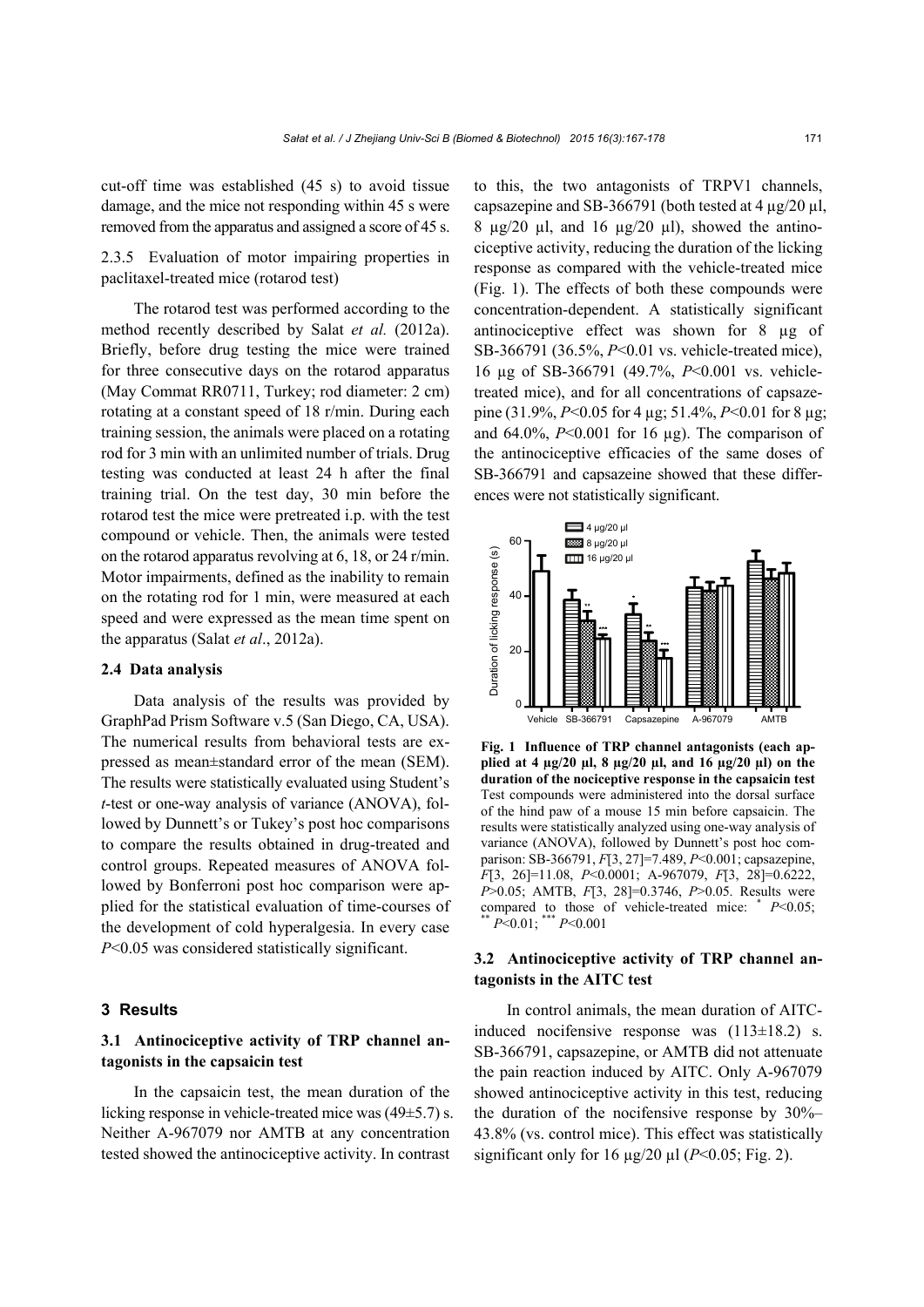cut-off time was established (45 s) to avoid tissue damage, and the mice not responding within 45 s were removed from the apparatus and assigned a score of 45 s.

2.3.5 Evaluation of motor impairing properties in paclitaxel-treated mice (rotarod test)

The rotarod test was performed according to the method recently described by Salat *et al.* (2012a). Briefly, before drug testing the mice were trained for three consecutive days on the rotarod apparatus (May Commat RR0711, Turkey; rod diameter: 2 cm) rotating at a constant speed of 18 r/min. During each training session, the animals were placed on a rotating rod for 3 min with an unlimited number of trials. Drug testing was conducted at least 24 h after the final training trial. On the test day, 30 min before the rotarod test the mice were pretreated i.p. with the test compound or vehicle. Then, the animals were tested on the rotarod apparatus revolving at 6, 18, or 24 r/min. Motor impairments, defined as the inability to remain on the rotating rod for 1 min, were measured at each speed and were expressed as the mean time spent on the apparatus (Salat *et al*., 2012a).

### 2.4 Data analysis

Data analysis of the results was provided by GraphPad Prism Software v.5 (San Diego, CA, USA). The numerical results from behavioral tests are expressed as mean±standard error of the mean (SEM). The results were statistically evaluated using Student's *t*-test or one-way analysis of variance (ANOVA), followed by Dunnett's or Tukey's post hoc comparisons to compare the results obtained in drug-treated and control groups. Repeated measures of ANOVA followed by Bonferroni post hoc comparison were applied for the statistical evaluation of time-courses of the development of cold hyperalgesia. In every case $P<0.05$ was considered statistically significant.

## 3 Results

### 3.1 Antinociceptive activity of TRP channel antagonists in the capsaicin test

In the capsaicin test, the mean duration of the licking response in vehicle-treated mice was (49±5.7) s. Neither A-967079 nor AMTB at any concentration tested showed the antinociceptive activity. In contrast to this, the two antagonists of TRPV1 channels, capsazepine and SB-366791 (both tested at 4 µg/20 µl, 8 µg/20 µl, and 16 µg/20 µl), showed the antinociceptive activity, reducing the duration of the licking response as compared with the vehicle-treated mice (Fig. 1). The effects of both these compounds were concentration-dependent. A statistically significant antinociceptive effect was shown for 8 µg of SB-366791 (36.5%, $P<0.01$ vs. vehicle-treated mice), 16 µg of SB-366791 (49.7%, $P<0.001$ vs. vehicle-treated mice), and for all concentrations of capsazepine (31.9%, $P<0.05$ for 4 µg; 51.4%, $P<0.01$ for 8 µg; and 64.0%, $P<0.001$ for 16 µg). The comparison of the antinociceptive efficacies of the same doses of SB-366791 and capsazeine showed that these differences were not statistically significant.

**Fig. 1 Influence of TRP channel antagonists (each applied at 4 µg/20 µl, 8 µg/20 µl, and 16 µg/20 µl) on the duration of the nociceptive response in the capsaicin test**
Test compounds were administered into the dorsal surface of the hind paw of a mouse 15 min before capsaicin. The results were statistically analyzed using one-way analysis of variance (ANOVA), followed by Dunnett's post hoc comparison: SB-366791, $F[3, 27]=7.489$, $P<0.001$; capsazepine, $F[3, 26]=11.08$, $P<0.0001$; A-967079, $F[3, 28]=0.6222$, $P>0.05$; AMTB, $F[3, 28]=0.3746$, $P>0.05$. Results were compared to those of vehicle-treated mice: * $P<0.05$; ** $P<0.01$; *** $P<0.001$

### 3.2 Antinociceptive activity of TRP channel antagonists in the AITC test

In control animals, the mean duration of AITC-induced nocifensive response was (113±18.2) s. SB-366791, capsazepine, or AMTB did not attenuate the pain reaction induced by AITC. Only A-967079 showed antinociceptive activity in this test, reducing the duration of the nocifensive response by 30%–43.8% (vs. control mice). This effect was statistically significant only for 16 µg/20 µl ($P<0.05$; Fig. 2).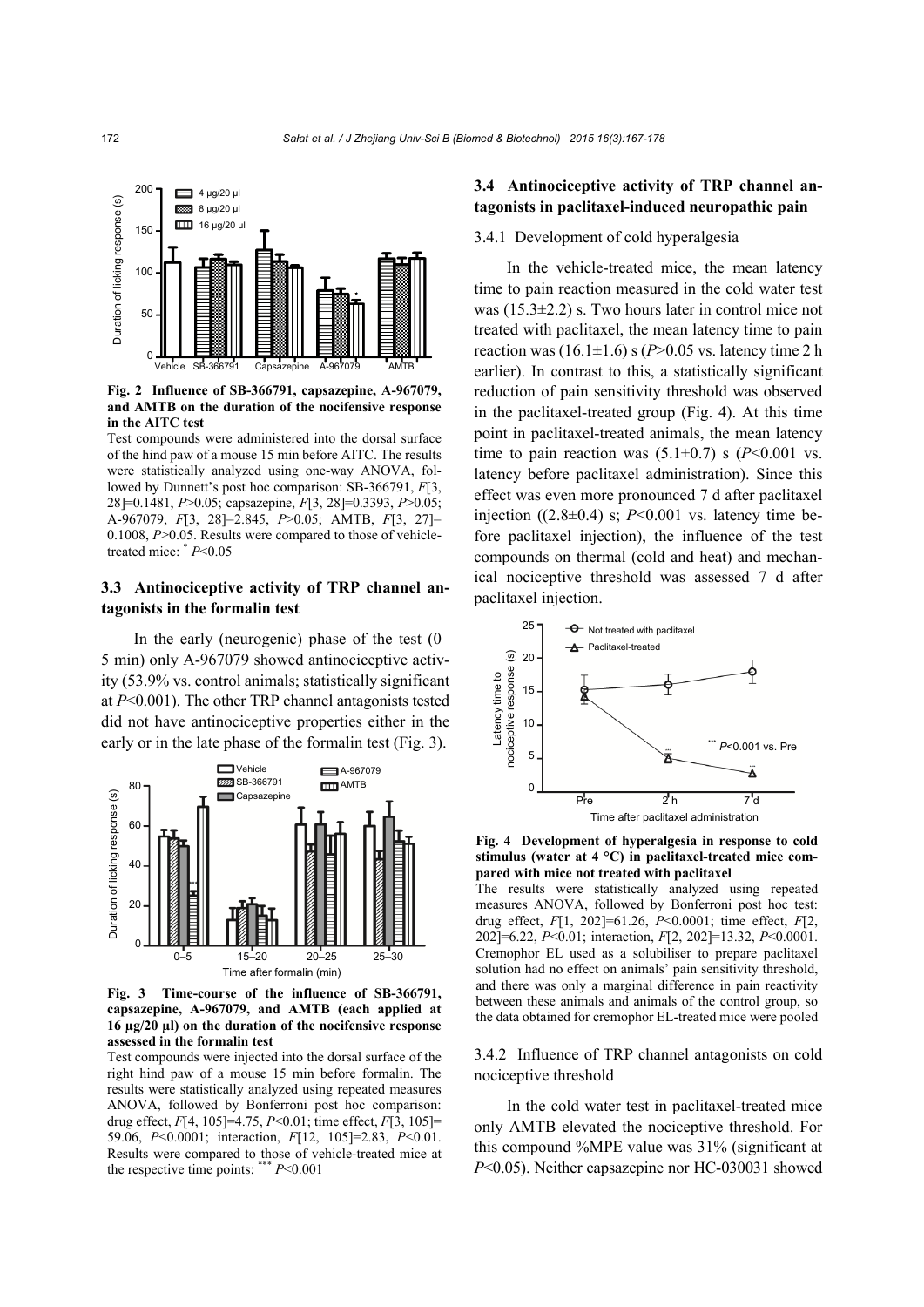**Fig. 2 Influence of SB-366791, capsazepine, A-967079, and AMTB on the duration of the nocifensive response in the AITC test**

Test compounds were administered into the dorsal surface of the hind paw of a mouse 15 min before AITC. The results were statistically analyzed using one-way ANOVA, followed by Dunnett's post hoc comparison: SB-366791, $F[3, 28]=0.1481$, $P>0.05$; capsazepine, $F[3, 28]=0.3393$, $P>0.05$; A-967079, $F[3, 28]=2.845$, $P>0.05$; AMTB, $F[3, 27]=0.1008$, $P>0.05$. Results were compared to those of vehicle-treated mice: * $P<0.05$

### 3.3 Antinociceptive activity of TRP channel antagonists in the formalin test

In the early (neurogenic) phase of the test (0–5 min) only A-967079 showed antinociceptive activity (53.9% vs. control animals; statistically significant at $P<0.001$). The other TRP channel antagonists tested did not have antinociceptive properties either in the early or in the late phase of the formalin test (Fig. 3).

**Fig. 3 Time-course of the influence of SB-366791, capsazepine, A-967079, and AMTB (each applied at 16 µg/20 µl) on the duration of the nocifensive response assessed in the formalin test**

Test compounds were injected into the dorsal surface of the right hind paw of a mouse 15 min before formalin. The results were statistically analyzed using repeated measures ANOVA, followed by Bonferroni post hoc comparison: drug effect, $F[4, 105]=4.75$, $P<0.01$; time effect, $F[3, 105]=59.06$, $P<0.0001$; interaction, $F[12, 105]=2.83$, $P<0.01$. Results were compared to those of vehicle-treated mice at the respective time points: *** $P<0.001$

### 3.4 Antinociceptive activity of TRP channel antagonists in paclitaxel-induced neuropathic pain

#### 3.4.1 Development of cold hyperalgesia

In the vehicle-treated mice, the mean latency time to pain reaction measured in the cold water test was (15.3±2.2) s. Two hours later in control mice not treated with paclitaxel, the mean latency time to pain reaction was (16.1±1.6) s ($P>0.05$ vs. latency time 2 h earlier). In contrast to this, a statistically significant reduction of pain sensitivity threshold was observed in the paclitaxel-treated group (Fig. 4). At this time point in paclitaxel-treated animals, the mean latency time to pain reaction was (5.1±0.7) s ($P<0.001$ vs. latency before paclitaxel administration). Since this effect was even more pronounced 7 d after paclitaxel injection ((2.8±0.4) s; $P<0.001$ vs. latency time before paclitaxel injection), the influence of the test compounds on thermal (cold and heat) and mechanical nociceptive threshold was assessed 7 d after paclitaxel injection.

**Fig. 4 Development of hyperalgesia in response to cold stimulus (water at 4 °C) in paclitaxel-treated mice compared with mice not treated with paclitaxel**

The results were statistically analyzed using repeated measures ANOVA, followed by Bonferroni post hoc test: drug effect, $F[1, 202]=61.26$, $P<0.0001$; time effect, $F[2, 202]=6.22$, $P<0.01$; interaction, $F[2, 202]=13.32$, $P<0.0001$. Cremophor EL used as a solubiliser to prepare paclitaxel solution had no effect on animals' pain sensitivity threshold, and there was only a marginal difference in pain reactivity between these animals and animals of the control group, so the data obtained for cremophor EL-treated mice were pooled

#### 3.4.2 Influence of TRP channel antagonists on cold nociceptive threshold

In the cold water test in paclitaxel-treated mice only AMTB elevated the nociceptive threshold. For this compound %MPE value was 31% (significant at $P<0.05$). Neither capsazepine nor HC-030031 showed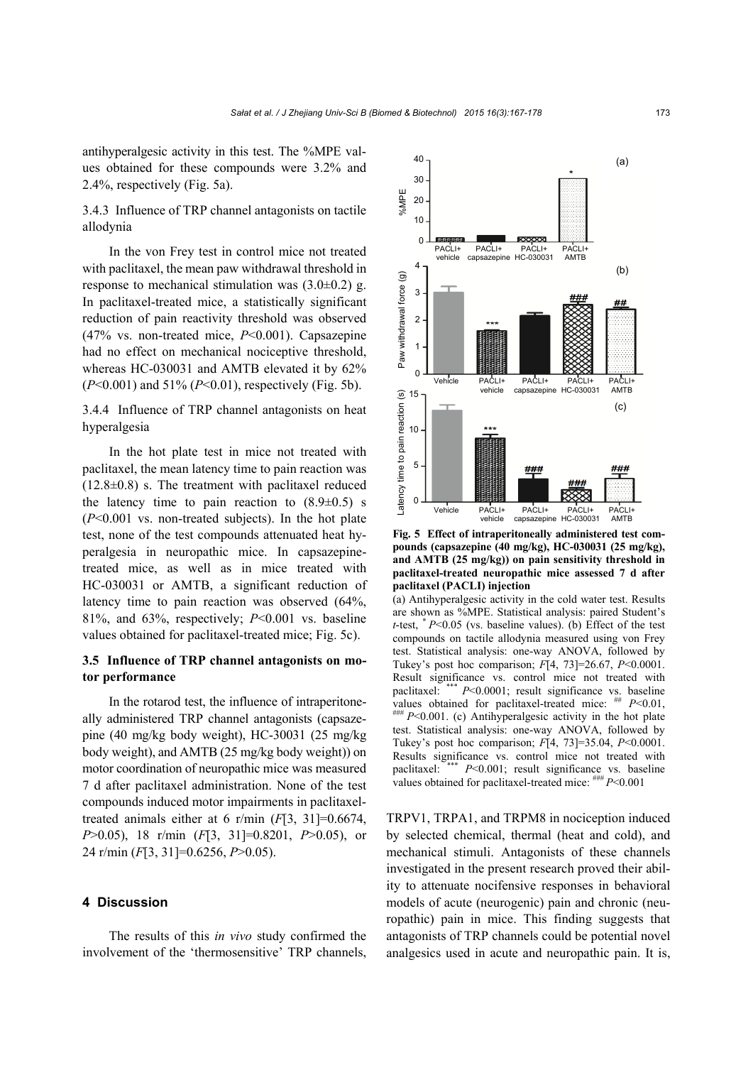antihyperalgesic activity in this test. The %MPE values obtained for these compounds were 3.2% and 2.4%, respectively (Fig. 5a).

### 3.4.3 Influence of TRP channel antagonists on tactile allodynia

In the von Frey test in control mice not treated with paclitaxel, the mean paw withdrawal threshold in response to mechanical stimulation was (3.0±0.2) g. In paclitaxel-treated mice, a statistically significant reduction of pain reactivity threshold was observed (47% vs. non-treated mice, $P<0.001$). Capsazepine had no effect on mechanical nociceptive threshold, whereas HC-030031 and AMTB elevated it by 62% ($P<0.001$) and 51% ($P<0.01$), respectively (Fig. 5b).

### 3.4.4 Influence of TRP channel antagonists on heat hyperalgesia

In the hot plate test in mice not treated with paclitaxel, the mean latency time to pain reaction was (12.8±0.8) s. The treatment with paclitaxel reduced the latency time to pain reaction to (8.9±0.5) s ($P<0.001$ vs. non-treated subjects). In the hot plate test, none of the test compounds attenuated heat hyperalgesia in neuropathic mice. In capsazepine-treated mice, as well as in mice treated with HC-030031 or AMTB, a significant reduction of latency time to pain reaction was observed (64%, 81%, and 63%, respectively; $P<0.001$ vs. baseline values obtained for paclitaxel-treated mice; Fig. 5c).

## 3.5 Influence of TRP channel antagonists on motor performance

In the rotarod test, the influence of intraperitoneally administered TRP channel antagonists (capsazepine (40 mg/kg body weight), HC-30031 (25 mg/kg body weight), and AMTB (25 mg/kg body weight)) on motor coordination of neuropathic mice was measured 7 d after paclitaxel administration. None of the test compounds induced motor impairments in paclitaxel-treated animals either at 6 r/min ($F[3, 31]=0.6674$, $P>0.05$), 18 r/min ($F[3, 31]=0.8201$, $P>0.05$), or 24 r/min ($F[3, 31]=0.6256$, $P>0.05$).

**Fig. 5 Effect of intraperitoneally administered test compounds (capsazepine (40 mg/kg), HC-030031 (25 mg/kg), and AMTB (25 mg/kg)) on pain sensitivity threshold in paclitaxel-treated neuropathic mice assessed 7 d after paclitaxel (PACLI) injection**

(a) Antihyperalgesic activity in the cold water test. Results are shown as %MPE. Statistical analysis: paired Student's *t*-test, * $P<0.05$ (vs. baseline values). (b) Effect of the test compounds on tactile allodynia measured using von Frey test. Statistical analysis: one-way ANOVA, followed by Tukey's post hoc comparison; $F[4, 73]=26.67$, $P<0.0001$. Result significance vs. control mice not treated with paclitaxel: *** $P<0.0001$; result significance vs. baseline values obtained for paclitaxel-treated mice: ## $P<0.01$, ### $P<0.001$. (c) Antihyperalgesic activity in the hot plate test. Statistical analysis: one-way ANOVA, followed by Tukey's post hoc comparison; $F[4, 73]=35.04$, $P<0.0001$. Results significance vs. control mice not treated with paclitaxel: *** $P<0.001$; result significance vs. baseline values obtained for paclitaxel-treated mice: ### $P<0.001$

# 4 Discussion

The results of this *in vivo* study confirmed the involvement of the 'thermosensitive' TRP channels, TRPV1, TRPA1, and TRPM8 in nociception induced by selected chemical, thermal (heat and cold), and mechanical stimuli. Antagonists of these channels investigated in the present research proved their ability to attenuate nocifensive responses in behavioral models of acute (neurogenic) pain and chronic (neuropathic) pain in mice. This finding suggests that antagonists of TRP channels could be potential novel analgesics used in acute and neuropathic pain. It is,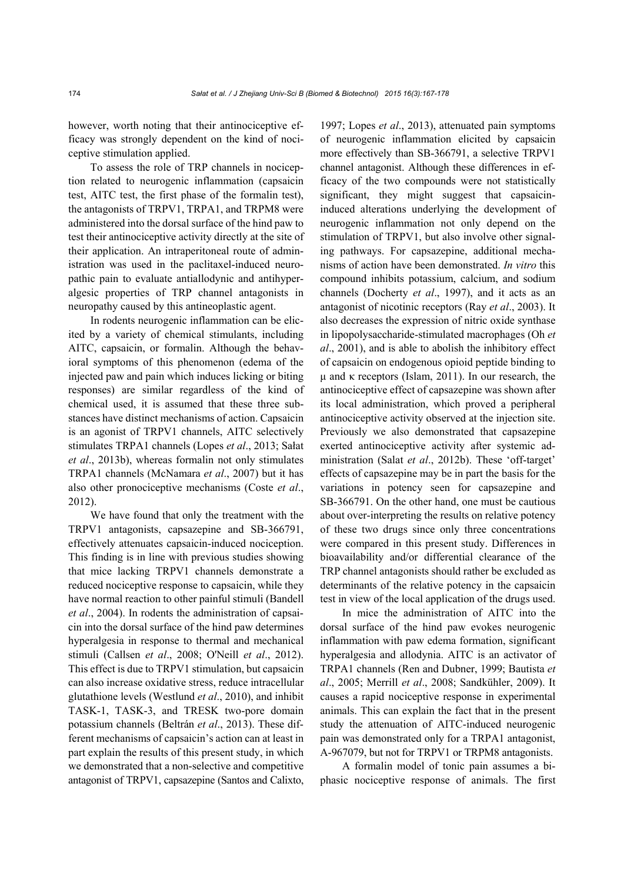however, worth noting that their antinociceptive efficacy was strongly dependent on the kind of nociceptive stimulation applied.

To assess the role of TRP channels in nociception related to neurogenic inflammation (capsaicin test, AITC test, the first phase of the formalin test), the antagonists of TRPV1, TRPA1, and TRPM8 were administered into the dorsal surface of the hind paw to test their antinociceptive activity directly at the site of their application. An intraperitoneal route of administration was used in the paclitaxel-induced neuropathic pain to evaluate antiallodynic and antihyperalgesic properties of TRP channel antagonists in neuropathy caused by this antineoplastic agent.

In rodents neurogenic inflammation can be elicited by a variety of chemical stimulants, including AITC, capsaicin, or formalin. Although the behavioral symptoms of this phenomenon (edema of the injected paw and pain which induces licking or biting responses) are similar regardless of the kind of chemical used, it is assumed that these three substances have distinct mechanisms of action. Capsaicin is an agonist of TRPV1 channels, AITC selectively stimulates TRPA1 channels (Lopes *et al*., 2013; Sałat *et al*., 2013b), whereas formalin not only stimulates TRPA1 channels (McNamara *et al*., 2007) but it has also other pronociceptive mechanisms (Coste *et al*., 2012).

We have found that only the treatment with the TRPV1 antagonists, capsazepine and SB-366791, effectively attenuates capsaicin-induced nociception. This finding is in line with previous studies showing that mice lacking TRPV1 channels demonstrate a reduced nociceptive response to capsaicin, while they have normal reaction to other painful stimuli (Bandell *et al*., 2004). In rodents the administration of capsaicin into the dorsal surface of the hind paw determines hyperalgesia in response to thermal and mechanical stimuli (Callsen *et al*., 2008; O'Neill *et al*., 2012). This effect is due to TRPV1 stimulation, but capsaicin can also increase oxidative stress, reduce intracellular glutathione levels (Westlund *et al*., 2010), and inhibit TASK-1, TASK-3, and TRESK two-pore domain potassium channels (Beltrán *et al*., 2013). These different mechanisms of capsaicin's action can at least in part explain the results of this present study, in which we demonstrated that a non-selective and competitive antagonist of TRPV1, capsazepine (Santos and Calixto, 1997; Lopes *et al*., 2013), attenuated pain symptoms of neurogenic inflammation elicited by capsaicin more effectively than SB-366791, a selective TRPV1 channel antagonist. Although these differences in efficacy of the two compounds were not statistically significant, they might suggest that capsaicin-induced alterations underlying the development of neurogenic inflammation not only depend on the stimulation of TRPV1, but also involve other signaling pathways. For capsazepine, additional mechanisms of action have been demonstrated. *In vitro* this compound inhibits potassium, calcium, and sodium channels (Docherty *et al*., 1997), and it acts as an antagonist of nicotinic receptors (Ray *et al*., 2003). It also decreases the expression of nitric oxide synthase in lipopolysaccharide-stimulated macrophages (Oh *et al*., 2001), and is able to abolish the inhibitory effect of capsaicin on endogenous opioid peptide binding to μ and κ receptors (Islam, 2011). In our research, the antinociceptive effect of capsazepine was shown after its local administration, which proved a peripheral antinociceptive activity observed at the injection site. Previously we also demonstrated that capsazepine exerted antinociceptive activity after systemic administration (Salat *et al*., 2012b). These 'off-target' effects of capsazepine may be in part the basis for the variations in potency seen for capsazepine and SB-366791. On the other hand, one must be cautious about over-interpreting the results on relative potency of these two drugs since only three concentrations were compared in this present study. Differences in bioavailability and/or differential clearance of the TRP channel antagonists should rather be excluded as determinants of the relative potency in the capsaicin test in view of the local application of the drugs used.

In mice the administration of AITC into the dorsal surface of the hind paw evokes neurogenic inflammation with paw edema formation, significant hyperalgesia and allodynia. AITC is an activator of TRPA1 channels (Ren and Dubner, 1999; Bautista *et al*., 2005; Merrill *et al*., 2008; Sandkühler, 2009). It causes a rapid nociceptive response in experimental animals. This can explain the fact that in the present study the attenuation of AITC-induced neurogenic pain was demonstrated only for a TRPA1 antagonist, A-967079, but not for TRPV1 or TRPM8 antagonists.

A formalin model of tonic pain assumes a biphasic nociceptive response of animals. The first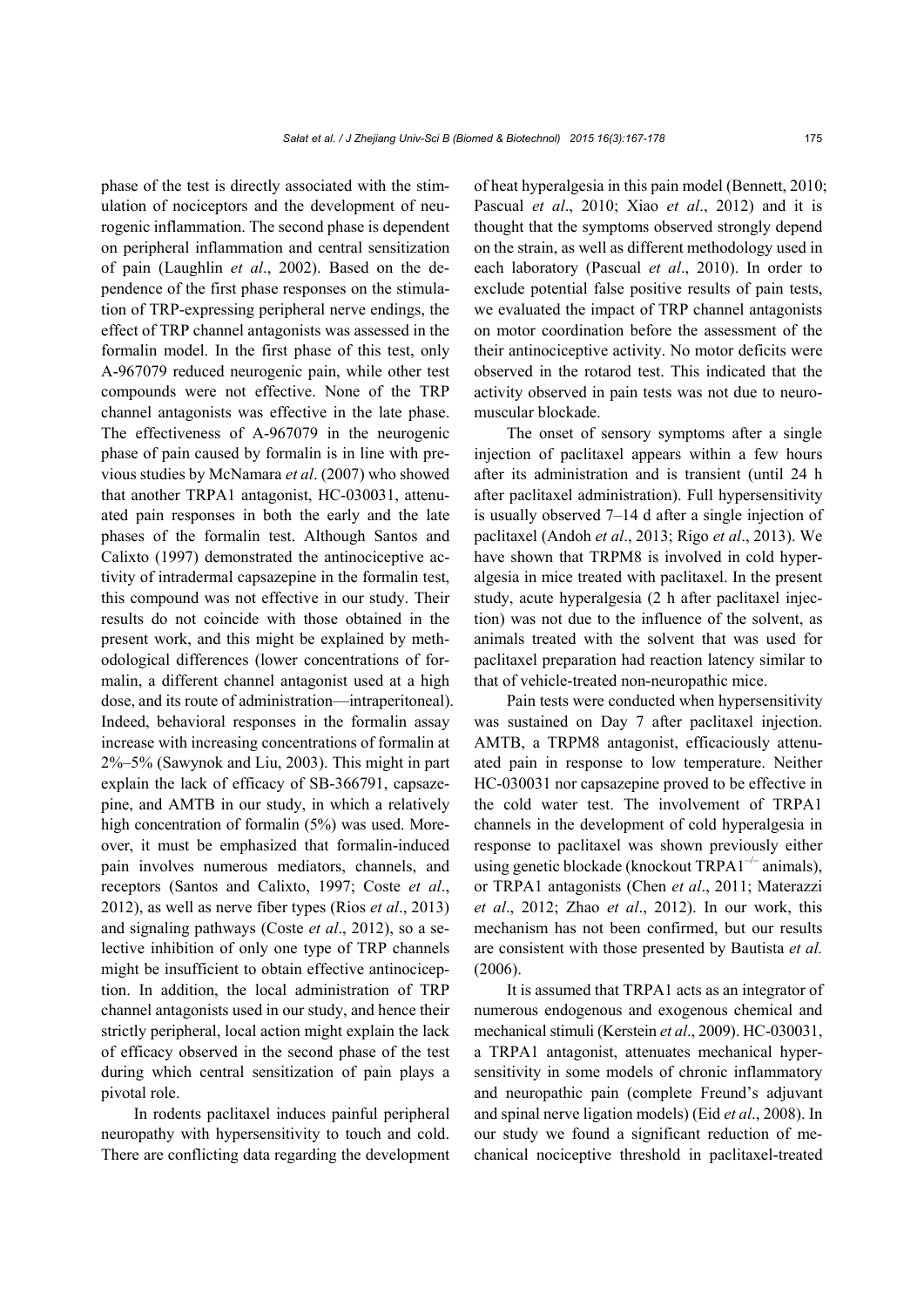phase of the test is directly associated with the stimulation of nociceptors and the development of neurogenic inflammation. The second phase is dependent on peripheral inflammation and central sensitization of pain (Laughlin *et al*., 2002). Based on the dependence of the first phase responses on the stimulation of TRP-expressing peripheral nerve endings, the effect of TRP channel antagonists was assessed in the formalin model. In the first phase of this test, only A-967079 reduced neurogenic pain, while other test compounds were not effective. None of the TRP channel antagonists was effective in the late phase. The effectiveness of A-967079 in the neurogenic phase of pain caused by formalin is in line with previous studies by McNamara *et al*. (2007) who showed that another TRPA1 antagonist, HC-030031, attenuated pain responses in both the early and the late phases of the formalin test. Although Santos and Calixto (1997) demonstrated the antinociceptive activity of intradermal capsazepine in the formalin test, this compound was not effective in our study. Their results do not coincide with those obtained in the present work, and this might be explained by methodological differences (lower concentrations of formalin, a different channel antagonist used at a high dose, and its route of administration—intraperitoneal). Indeed, behavioral responses in the formalin assay increase with increasing concentrations of formalin at 2%–5% (Sawynok and Liu, 2003). This might in part explain the lack of efficacy of SB-366791, capsazepine, and AMTB in our study, in which a relatively high concentration of formalin (5%) was used. Moreover, it must be emphasized that formalin-induced pain involves numerous mediators, channels, and receptors (Santos and Calixto, 1997; Coste *et al*., 2012), as well as nerve fiber types (Rios *et al*., 2013) and signaling pathways (Coste *et al*., 2012), so a selective inhibition of only one type of TRP channels might be insufficient to obtain effective antinociception. In addition, the local administration of TRP channel antagonists used in our study, and hence their strictly peripheral, local action might explain the lack of efficacy observed in the second phase of the test during which central sensitization of pain plays a pivotal role.

In rodents paclitaxel induces painful peripheral neuropathy with hypersensitivity to touch and cold. There are conflicting data regarding the development of heat hyperalgesia in this pain model (Bennett, 2010; Pascual *et al*., 2010; Xiao *et al*., 2012) and it is thought that the symptoms observed strongly depend on the strain, as well as different methodology used in each laboratory (Pascual *et al*., 2010). In order to exclude potential false positive results of pain tests, we evaluated the impact of TRP channel antagonists on motor coordination before the assessment of the their antinociceptive activity. No motor deficits were observed in the rotarod test. This indicated that the activity observed in pain tests was not due to neuromuscular blockade.

The onset of sensory symptoms after a single injection of paclitaxel appears within a few hours after its administration and is transient (until 24 h after paclitaxel administration). Full hypersensitivity is usually observed 7–14 d after a single injection of paclitaxel (Andoh *et al*., 2013; Rigo *et al*., 2013). We have shown that TRPM8 is involved in cold hyperalgesia in mice treated with paclitaxel. In the present study, acute hyperalgesia (2 h after paclitaxel injection) was not due to the influence of the solvent, as animals treated with the solvent that was used for paclitaxel preparation had reaction latency similar to that of vehicle-treated non-neuropathic mice.

Pain tests were conducted when hypersensitivity was sustained on Day 7 after paclitaxel injection. AMTB, a TRPM8 antagonist, efficaciously attenuated pain in response to low temperature. Neither HC-030031 nor capsazepine proved to be effective in the cold water test. The involvement of TRPA1 channels in the development of cold hyperalgesia in response to paclitaxel was shown previously either using genetic blockade (knockout $TRPA1^{-/-}$ animals), or TRPA1 antagonists (Chen *et al*., 2011; Materazzi *et al*., 2012; Zhao *et al*., 2012). In our work, this mechanism has not been confirmed, but our results are consistent with those presented by Bautista *et al.* (2006).

It is assumed that TRPA1 acts as an integrator of numerous endogenous and exogenous chemical and mechanical stimuli (Kerstein *et al*., 2009). HC-030031, a TRPA1 antagonist, attenuates mechanical hypersensitivity in some models of chronic inflammatory and neuropathic pain (complete Freund's adjuvant and spinal nerve ligation models) (Eid *et al*., 2008). In our study we found a significant reduction of mechanical nociceptive threshold in paclitaxel-treated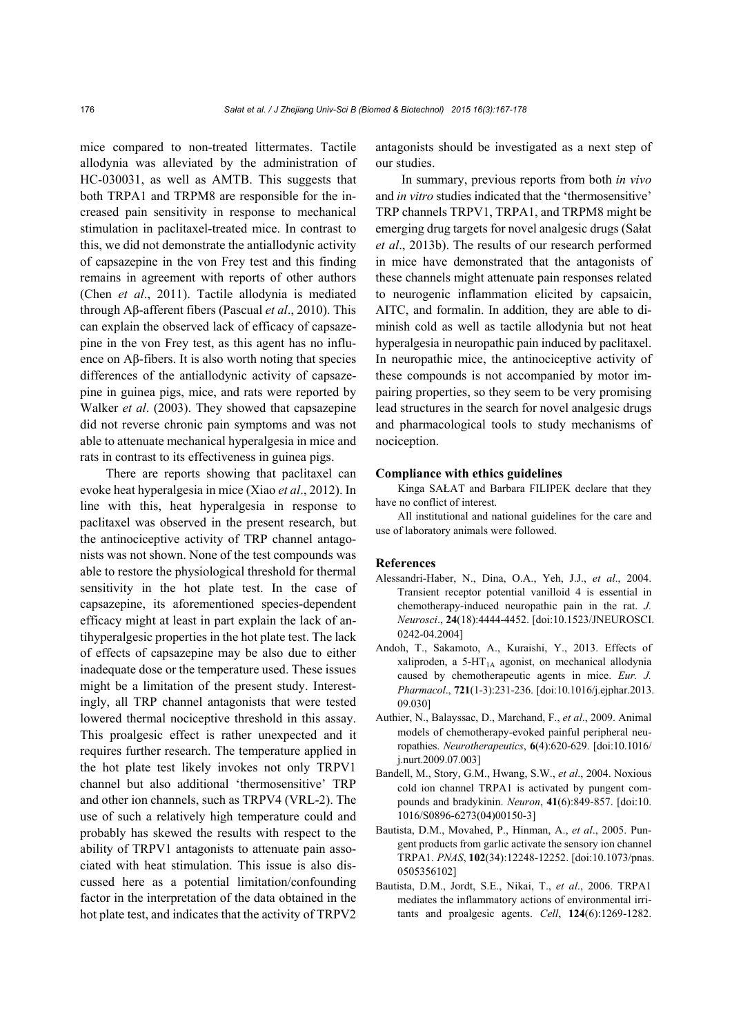mice compared to non-treated littermates. Tactile allodynia was alleviated by the administration of HC-030031, as well as AMTB. This suggests that both TRPA1 and TRPM8 are responsible for the increased pain sensitivity in response to mechanical stimulation in paclitaxel-treated mice. In contrast to this, we did not demonstrate the antiallodynic activity of capsazepine in the von Frey test and this finding remains in agreement with reports of other authors (Chen *et al*., 2011). Tactile allodynia is mediated through Aβ-afferent fibers (Pascual *et al*., 2010). This can explain the observed lack of efficacy of capsazepine in the von Frey test, as this agent has no influence on Aβ-fibers. It is also worth noting that species differences of the antiallodynic activity of capsazepine in guinea pigs, mice, and rats were reported by Walker *et al*. (2003). They showed that capsazepine did not reverse chronic pain symptoms and was not able to attenuate mechanical hyperalgesia in mice and rats in contrast to its effectiveness in guinea pigs.

There are reports showing that paclitaxel can evoke heat hyperalgesia in mice (Xiao *et al*., 2012). In line with this, heat hyperalgesia in response to paclitaxel was observed in the present research, but the antinociceptive activity of TRP channel antagonists was not shown. None of the test compounds was able to restore the physiological threshold for thermal sensitivity in the hot plate test. In the case of capsazepine, its aforementioned species-dependent efficacy might at least in part explain the lack of antihyperalgesic properties in the hot plate test. The lack of effects of capsazepine may be also due to either inadequate dose or the temperature used. These issues might be a limitation of the present study. Interestingly, all TRP channel antagonists that were tested lowered thermal nociceptive threshold in this assay. This proalgesic effect is rather unexpected and it requires further research. The temperature applied in the hot plate test likely invokes not only TRPV1 channel but also additional 'thermosensitive' TRP and other ion channels, such as TRPV4 (VRL-2). The use of such a relatively high temperature could and probably has skewed the results with respect to the ability of TRPV1 antagonists to attenuate pain associated with heat stimulation. This issue is also discussed here as a potential limitation/confounding factor in the interpretation of the data obtained in the hot plate test, and indicates that the activity of TRPV2 antagonists should be investigated as a next step of our studies.

In summary, previous reports from both *in vivo* and *in vitro* studies indicated that the 'thermosensitive' TRP channels TRPV1, TRPA1, and TRPM8 might be emerging drug targets for novel analgesic drugs (Sałat *et al*., 2013b). The results of our research performed in mice have demonstrated that the antagonists of these channels might attenuate pain responses related to neurogenic inflammation elicited by capsaicin, AITC, and formalin. In addition, they are able to diminish cold as well as tactile allodynia but not heat hyperalgesia in neuropathic pain induced by paclitaxel. In neuropathic mice, the antinociceptive activity of these compounds is not accompanied by motor impairing properties, so they seem to be very promising lead structures in the search for novel analgesic drugs and pharmacological tools to study mechanisms of nociception.

## Compliance with ethics guidelines

Kinga SAŁAT and Barbara FILIPEK declare that they have no conflict of interest.

All institutional and national guidelines for the care and use of laboratory animals were followed.

## References

Alessandri-Haber, N., Dina, O.A., Yeh, J.J., *et al*., 2004. Transient receptor potential vanilloid 4 is essential in chemotherapy-induced neuropathic pain in the rat. *J. Neurosci*., **24**(18):4444-4452. [doi:10.1523/JNEUROSCI.0242-04.2004]

Andoh, T., Sakamoto, A., Kuraishi, Y., 2013. Effects of xaliproden, a $5\text{-HT}_{1A}$ agonist, on mechanical allodynia caused by chemotherapeutic agents in mice. *Eur. J. Pharmacol*., **721**(1-3):231-236. [doi:10.1016/j.ejphar.2013.09.030]

Authier, N., Balayssac, D., Marchand, F., *et al*., 2009. Animal models of chemotherapy-evoked painful peripheral neuropathies. *Neurotherapeutics*, **6**(4):620-629. [doi:10.1016/j.nurt.2009.07.003]

Bandell, M., Story, G.M., Hwang, S.W., *et al*., 2004. Noxious cold ion channel TRPA1 is activated by pungent compounds and bradykinin. *Neuron*, **41**(6):849-857. [doi:10.1016/S0896-6273(04)00150-3]

Bautista, D.M., Movahed, P., Hinman, A., *et al*., 2005. Pungent products from garlic activate the sensory ion channel TRPA1. *PNAS*, **102**(34):12248-12252. [doi:10.1073/pnas.0505356102]

Bautista, D.M., Jordt, S.E., Nikai, T., *et al*., 2006. TRPA1 mediates the inflammatory actions of environmental irritants and proalgesic agents. *Cell*, **124**(6):1269-1282.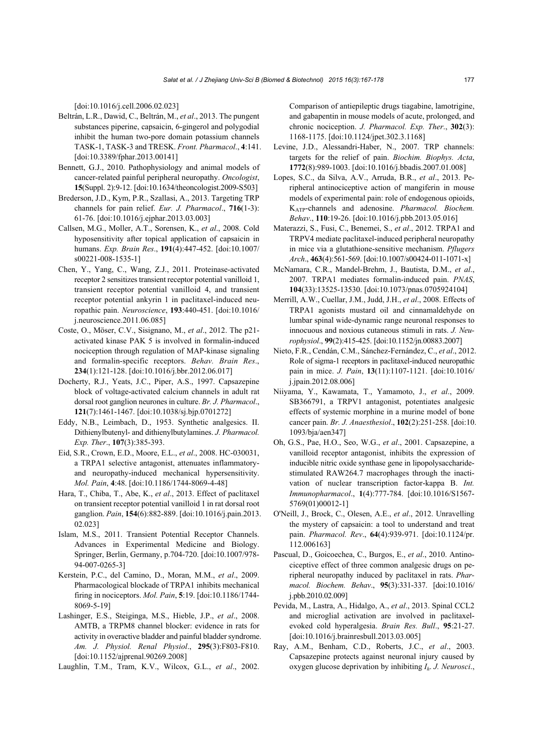[doi:10.1016/j.cell.2006.02.023]

Beltrán, L.R., Dawid, C., Beltrán, M., *et al*., 2013. The pungent substances piperine, capsaicin, 6-gingerol and polygodial inhibit the human two-pore domain potassium channels TASK-1, TASK-3 and TRESK. *Front. Pharmacol*., **4**:141. [doi:10.3389/fphar.2013.00141]

Bennett, G.J., 2010. Pathophysiology and animal models of cancer-related painful peripheral neuropathy. *Oncologist*, **15**(Suppl. 2):9-12. [doi:10.1634/theoncologist.2009-S503]

Brederson, J.D., Kym, P.R., Szallasi, A., 2013. Targeting TRP channels for pain relief. *Eur. J. Pharmacol*., **716**(1-3): 61-76. [doi:10.1016/j.ejphar.2013.03.003]

Callsen, M.G., Moller, A.T., Sorensen, K., *et al*., 2008. Cold hyposensitivity after topical application of capsaicin in humans. *Exp. Brain Res*., **191**(4):447-452. [doi:10.1007/s00221-008-1535-1]

Chen, Y., Yang, C., Wang, Z.J., 2011. Proteinase-activated receptor 2 sensitizes transient receptor potential vanilloid 1, transient receptor potential vanilloid 4, and transient receptor potential ankyrin 1 in paclitaxel-induced neuropathic pain. *Neuroscience*, **193**:440-451. [doi:10.1016/j.neuroscience.2011.06.085]

Coste, O., Möser, C.V., Sisignano, M., *et al*., 2012. The p21-activated kinase PAK 5 is involved in formalin-induced nociception through regulation of MAP-kinase signaling and formalin-specific receptors. *Behav. Brain Res*., **234**(1):121-128. [doi:10.1016/j.bbr.2012.06.017]

Docherty, R.J., Yeats, J.C., Piper, A.S., 1997. Capsazepine block of voltage-activated calcium channels in adult rat dorsal root ganglion neurones in culture. *Br. J. Pharmacol*., **121**(7):1461-1467. [doi:10.1038/sj.bjp.0701272]

Eddy, N.B., Leimbach, D., 1953. Synthetic analgesics. II. Dithienylbutenyl- and dithienylbutylamines. *J. Pharmacol. Exp. Ther*., **107**(3):385-393.

Eid, S.R., Crown, E.D., Moore, E.L., *et al*., 2008. HC-030031, a TRPA1 selective antagonist, attenuates inflammatory- and neuropathy-induced mechanical hypersensitivity. *Mol. Pain*, **4**:48. [doi:10.1186/1744-8069-4-48]

Hara, T., Chiba, T., Abe, K., *et al*., 2013. Effect of paclitaxel on transient receptor potential vanilloid 1 in rat dorsal root ganglion. *Pain*, **154**(6):882-889. [doi:10.1016/j.pain.2013.02.023]

Islam, M.S., 2011. Transient Potential Receptor Channels. Advances in Experimental Medicine and Biology. Springer, Berlin, Germany, p.704-720. [doi:10.1007/978-94-007-0265-3]

Kerstein, P.C., del Camino, D., Moran, M.M., *et al*., 2009. Pharmacological blockade of TRPA1 inhibits mechanical firing in nociceptors. *Mol. Pain*, **5**:19. [doi:10.1186/1744-8069-5-19]

Lashinger, E.S., Steiginga, M.S., Hieble, J.P., *et al*., 2008. AMTB, a TRPM8 channel blocker: evidence in rats for activity in overactive bladder and painful bladder syndrome. *Am. J. Physiol. Renal Physiol*., **295**(3):F803-F810. [doi:10.1152/ajprenal.90269.2008]

Laughlin, T.M., Tram, K.V., Wilcox, G.L., *et al*., 2002. Comparison of antiepileptic drugs tiagabine, lamotrigine, and gabapentin in mouse models of acute, prolonged, and chronic nociception. *J. Pharmacol. Exp. Ther*., **302**(3): 1168-1175. [doi:10.1124/jpet.302.3.1168]

Levine, J.D., Alessandri-Haber, N., 2007. TRP channels: targets for the relief of pain. *Biochim. Biophys. Acta*, **1772**(8):989-1003. [doi:10.1016/j.bbadis.2007.01.008]

Lopes, S.C., da Silva, A.V., Arruda, B.R., *et al*., 2013. Peripheral antinociceptive action of mangiferin in mouse models of experimental pain: role of endogenous opioids, $K_{ATP}$-channels and adenosine. *Pharmacol. Biochem. Behav*., **110**:19-26. [doi:10.1016/j.pbb.2013.05.016]

Materazzi, S., Fusi, C., Benemei, S., *et al*., 2012. TRPA1 and TRPV4 mediate paclitaxel-induced peripheral neuropathy in mice via a glutathione-sensitive mechanism. *Pflugers Arch*., **463**(4):561-569. [doi:10.1007/s00424-011-1071-x]

McNamara, C.R., Mandel-Brehm, J., Bautista, D.M., *et al*., 2007. TRPA1 mediates formalin-induced pain. *PNAS*, **104**(33):13525-13530. [doi:10.1073/pnas.0705924104]

Merrill, A.W., Cuellar, J.M., Judd, J.H., *et al*., 2008. Effects of TRPA1 agonists mustard oil and cinnamaldehyde on lumbar spinal wide-dynamic range neuronal responses to innocuous and noxious cutaneous stimuli in rats. *J. Neurophysiol*., **99**(2):415-425. [doi:10.1152/jn.00883.2007]

Nieto, F.R., Cendán, C.M., Sánchez-Fernández, C., *et al*., 2012. Role of sigma-1 receptors in paclitaxel-induced neuropathic pain in mice. *J. Pain*, **13**(11):1107-1121. [doi:10.1016/j.jpain.2012.08.006]

Niiyama, Y., Kawamata, T., Yamamoto, J., *et al*., 2009. SB366791, a TRPV1 antagonist, potentiates analgesic effects of systemic morphine in a murine model of bone cancer pain. *Br. J. Anaesthesiol*., **102**(2):251-258. [doi:10.1093/bja/aen347]

Oh, G.S., Pae, H.O., Seo, W.G., *et al*., 2001. Capsazepine, a vanilloid receptor antagonist, inhibits the expression of inducible nitric oxide synthase gene in lipopolysaccharide-stimulated RAW264.7 macrophages through the inactivation of nuclear transcription factor-kappa B. *Int. Immunopharmacol*., **1**(4):777-784. [doi:10.1016/S1567-5769(01)00012-1]

O'Neill, J., Brock, C., Olesen, A.E., *et al*., 2012. Unravelling the mystery of capsaicin: a tool to understand and treat pain. *Pharmacol. Rev*., **64**(4):939-971. [doi:10.1124/pr.112.006163]

Pascual, D., Goicoechea, C., Burgos, E., *et al*., 2010. Antinociceptive effect of three common analgesic drugs on peripheral neuropathy induced by paclitaxel in rats. *Pharmacol. Biochem. Behav*., **95**(3):331-337. [doi:10.1016/j.pbb.2010.02.009]

Pevida, M., Lastra, A., Hidalgo, A., *et al*., 2013. Spinal CCL2 and microglial activation are involved in paclitaxel-evoked cold hyperalgesia. *Brain Res. Bull*., **95**:21-27. [doi:10.1016/j.brainresbull.2013.03.005]

Ray, A.M., Benham, C.D., Roberts, J.C., *et al*., 2003. Capsazepine protects against neuronal injury caused by oxygen glucose deprivation by inhibiting $I_h$. *J. Neurosci*.,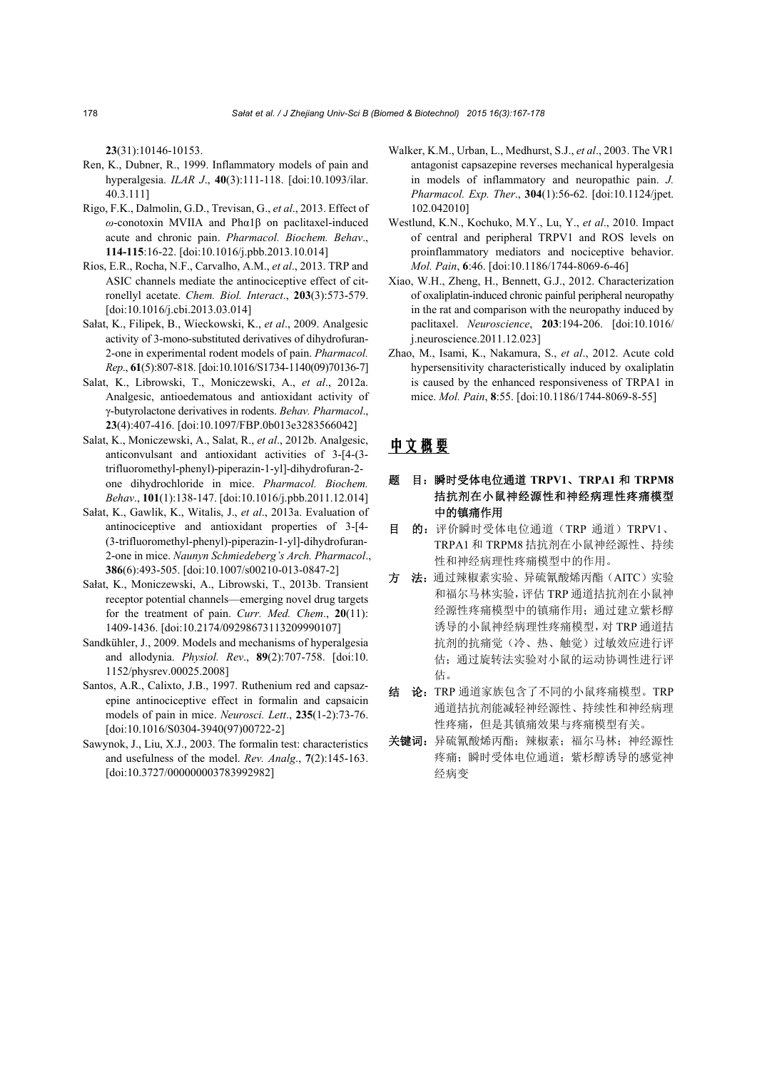23(31):10146-10153.

Ren, K., Dubner, R., 1999. Inflammatory models of pain and hyperalgesia. *ILAR J*., **40**(3):111-118. [doi:10.1093/ilar.40.3.111]

Rigo, F.K., Dalmolin, G.D., Trevisan, G., *et al*., 2013. Effect of *ω*-conotoxin MVIIA and Phα1β on paclitaxel-induced acute and chronic pain. *Pharmacol. Biochem. Behav*., **114-115**:16-22. [doi:10.1016/j.pbb.2013.10.014]

Rios, E.R., Rocha, N.F., Carvalho, A.M., *et al*., 2013. TRP and ASIC channels mediate the antinociceptive effect of citronellyl acetate. *Chem. Biol. Interact*., **203**(3):573-579. [doi:10.1016/j.cbi.2013.03.014]

Sałat, K., Filipek, B., Wieckowski, K., *et al*., 2009. Analgesic activity of 3-mono-substituted derivatives of dihydrofuran-2-one in experimental rodent models of pain. *Pharmacol. Rep*., **61**(5):807-818. [doi:10.1016/S1734-1140(09)70136-7]

Salat, K., Librowski, T., Moniczewski, A., *et al*., 2012a. Analgesic, antioedematous and antioxidant activity of γ-butyrolactone derivatives in rodents. *Behav. Pharmacol*., **23**(4):407-416. [doi:10.1097/FBP.0b013e3283566042]

Salat, K., Moniczewski, A., Salat, R., *et al*., 2012b. Analgesic, anticonvulsant and antioxidant activities of 3-[4-(3-trifluoromethyl-phenyl)-piperazin-1-yl]-dihydrofuran-2-one dihydrochloride in mice. *Pharmacol. Biochem. Behav*., **101**(1):138-147. [doi:10.1016/j.pbb.2011.12.014]

Sałat, K., Gawlik, K., Witalis, J., *et al*., 2013a. Evaluation of antinociceptive and antioxidant properties of 3-[4-(3-trifluoromethyl-phenyl)-piperazin-1-yl]-dihydrofuran-2-one in mice. *Naunyn Schmiedeberg's Arch. Pharmacol*., **386**(6):493-505. [doi:10.1007/s00210-013-0847-2]

Sałat, K., Moniczewski, A., Librowski, T., 2013b. Transient receptor potential channels—emerging novel drug targets for the treatment of pain. *Curr. Med. Chem*., **20**(11):1409-1436. [doi:10.2174/09298673113209990107]

Sandkühler, J., 2009. Models and mechanisms of hyperalgesia and allodynia. *Physiol. Rev*., **89**(2):707-758. [doi:10.1152/physrev.00025.2008]

Santos, A.R., Calixto, J.B., 1997. Ruthenium red and capsazepine antinociceptive effect in formalin and capsaicin models of pain in mice. *Neurosci. Lett*., **235**(1-2):73-76. [doi:10.1016/S0304-3940(97)00722-2]

Sawynok, J., Liu, X.J., 2003. The formalin test: characteristics and usefulness of the model. *Rev. Analg*., **7**(2):145-163. [doi:10.3727/000000003783992982]

Walker, K.M., Urban, L., Medhurst, S.J., *et al*., 2003. The VR1 antagonist capsazepine reverses mechanical hyperalgesia in models of inflammatory and neuropathic pain. *J. Pharmacol. Exp. Ther*., **304**(1):56-62. [doi:10.1124/jpet.102.042010]

Westlund, K.N., Kochukov, M.Y., Lu, Y., *et al*., 2010. Impact of central and peripheral TRPV1 and ROS levels on proinflammatory mediators and nociceptive behavior. *Mol. Pain*, **6**:46. [doi:10.1186/1744-8069-6-46]

Xiao, W.H., Zheng, H., Bennett, G.J., 2012. Characterization of oxaliplatin-induced chronic painful peripheral neuropathy in the rat and comparison with the neuropathy induced by paclitaxel. *Neuroscience*, **203**:194-206. [doi:10.1016/j.neuroscience.2011.12.023]

Zhao, M., Isami, K., Nakamura, S., *et al*., 2012. Acute cold hypersensitivity characteristically induced by oxaliplatin is caused by the enhanced responsiveness of TRPA1 in mice. *Mol. Pain*, **8**:55. [doi:10.1186/1744-8069-8-55]

## 中文概要

**题　目：瞬时受体电位通道 TRPV1、TRPA1 和 TRPM8 拮抗剂在小鼠神经源性和神经病理性疼痛模型中的镇痛作用**

**目　的：**评价瞬时受体电位通道（TRP 通道）TRPV1、TRPA1 和 TRPM8 拮抗剂在小鼠神经源性、持续性和神经病理性疼痛模型中的作用。

**方　法：**通过辣椒素实验、异硫氰酸烯丙酯（AITC）实验和福尔马林实验，评估 TRP 通道拮抗剂在小鼠神经源性疼痛模型中的镇痛作用；通过建立紫杉醇诱导的小鼠神经病理性疼痛模型，对 TRP 通道拮抗剂的抗痛觉（冷、热、触觉）过敏效应进行评估；通过旋转法实验对小鼠的运动协调性进行评估。

**结　论：**TRP 通道家族包含了不同的小鼠疼痛模型。TRP 通道拮抗剂能减轻神经源性、持续性和神经病理性疼痛，但是其镇痛效果与疼痛模型有关。

**关键词：**异硫氰酸烯丙酯；辣椒素；福尔马林；神经源性疼痛；瞬时受体电位通道；紫杉醇诱导的感觉神经病变